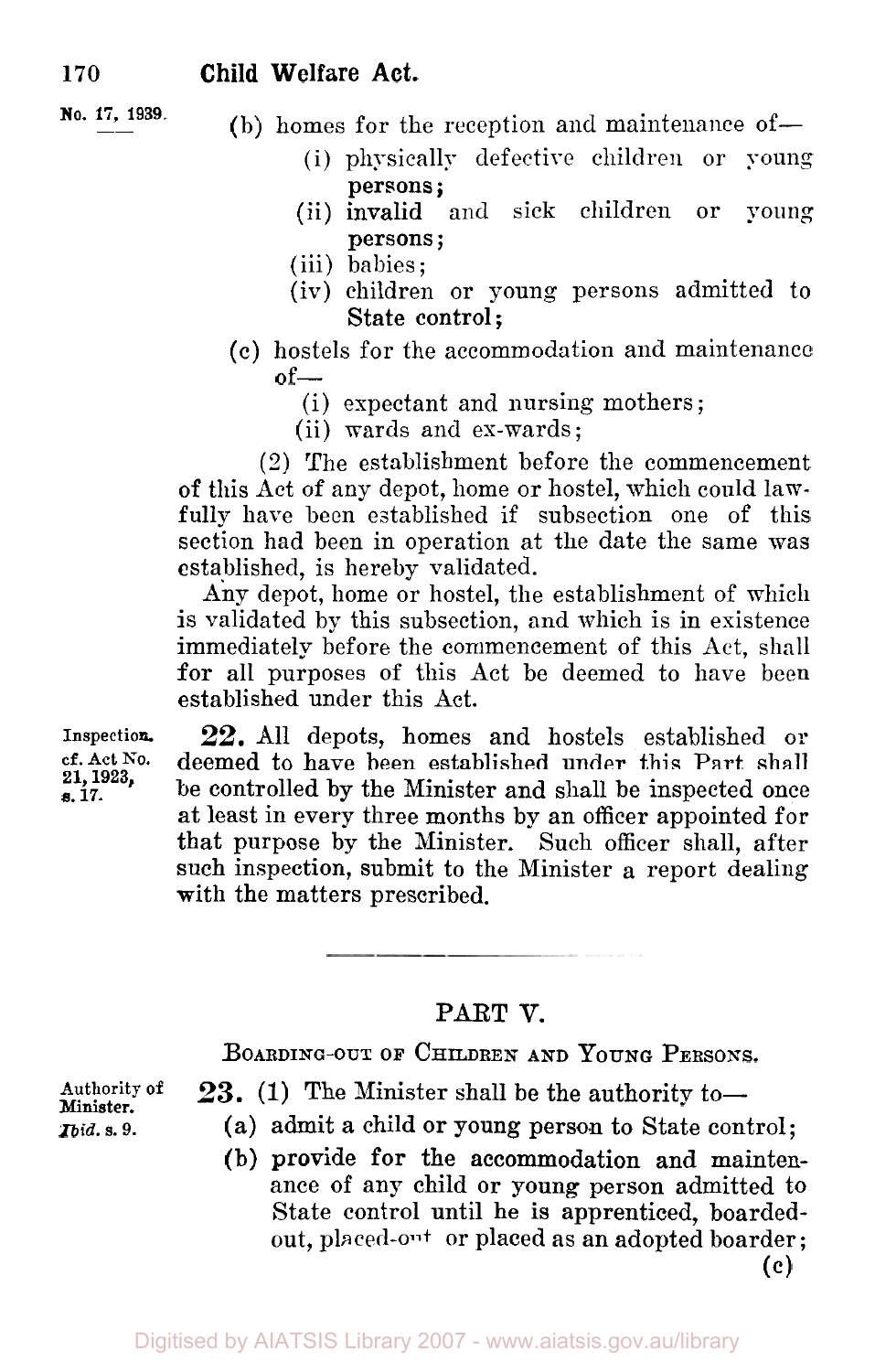(b) homes for the reception and maintenance of—

(i) physically defective children or young persons;

(ii) invalid and sick children or young persons;

(iii) babies;

(iv) children or young persons admitted to State control;

(c) hostels for the accommodation and maintenance of—

(i) expectant and nursing mothers;

(ii) wards and ex-wards;

(2) The establishment before the commencement of this Act of any depot, home or hostel, which could lawfully have been established if subsection one of this section had been in operation at the date the same was established, is hereby validated.

Any depot, home or hostel, the establishment of which is validated by this subsection, and which is in existence immediately before the commencement of this Act, shall for all purposes of this Act be deemed to have been established under this Act.

Inspection. cf. Act No. 21, 1923, s. 17.

**22.** All depots, homes and hostels established or deemed to have been established under this Part shall be controlled by the Minister and shall be inspected once at least in every three months by an officer appointed for that purpose by the Minister. Such officer shall, after such inspection, submit to the Minister a report dealing with the matters prescribed.

## PART V.

### BOARDING-OUT OF CHILDREN AND YOUNG PERSONS.

Authority of Minister. *Ibid.* s. 9.

**23.** (1) The Minister shall be the authority to—

(a) admit a child or young person to State control;

(b) provide for the accommodation and maintenance of any child or young person admitted to State control until he is apprenticed, boarded-out, placed-out or placed as an adopted boarder;

(c)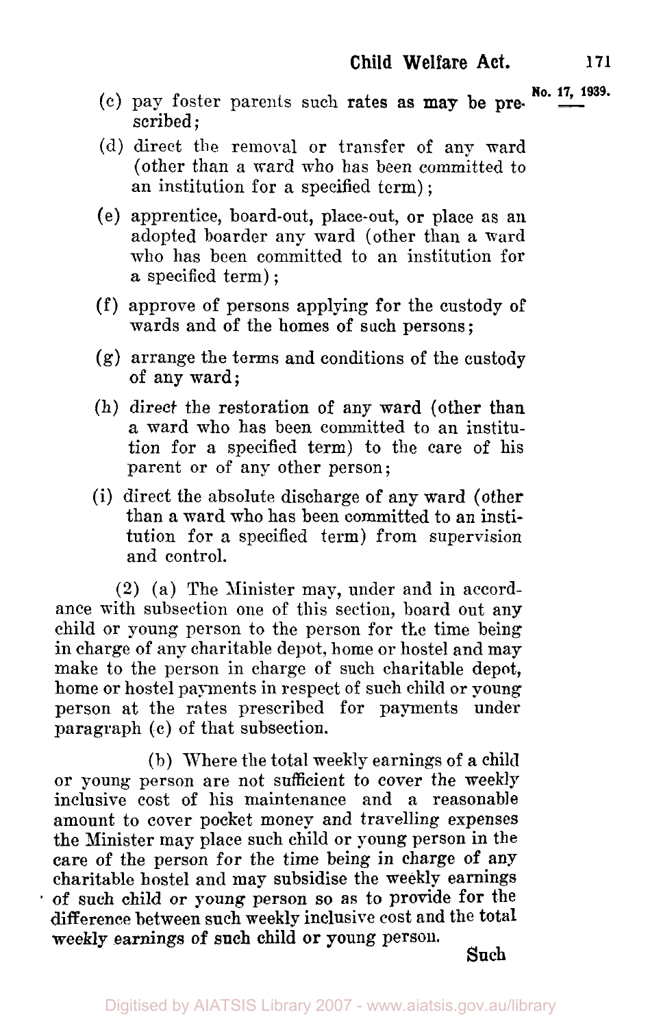(c) pay foster parents such rates as may be prescribed;

(d) direct the removal or transfer of any ward (other than a ward who has been committed to an institution for a specified term);

(e) apprentice, board-out, place-out, or place as an adopted boarder any ward (other than a ward who has been committed to an institution for a specified term);

(f) approve of persons applying for the custody of wards and of the homes of such persons;

(g) arrange the terms and conditions of the custody of any ward;

(h) direct the restoration of any ward (other than a ward who has been committed to an institution for a specified term) to the care of his parent or of any other person;

(i) direct the absolute discharge of any ward (other than a ward who has been committed to an institution for a specified term) from supervision and control.

(2) (a) The Minister may, under and in accordance with subsection one of this section, board out any child or young person to the person for the time being in charge of any charitable depot, home or hostel and may make to the person in charge of such charitable depot, home or hostel payments in respect of such child or young person at the rates prescribed for payments under paragraph (c) of that subsection.

(b) Where the total weekly earnings of a child or young person are not sufficient to cover the weekly inclusive cost of his maintenance and a reasonable amount to cover pocket money and travelling expenses the Minister may place such child or young person in the care of the person for the time being in charge of any charitable hostel and may subsidise the weekly earnings of such child or young person so as to provide for the difference between such weekly inclusive cost and the total weekly earnings of such child or young person.

Such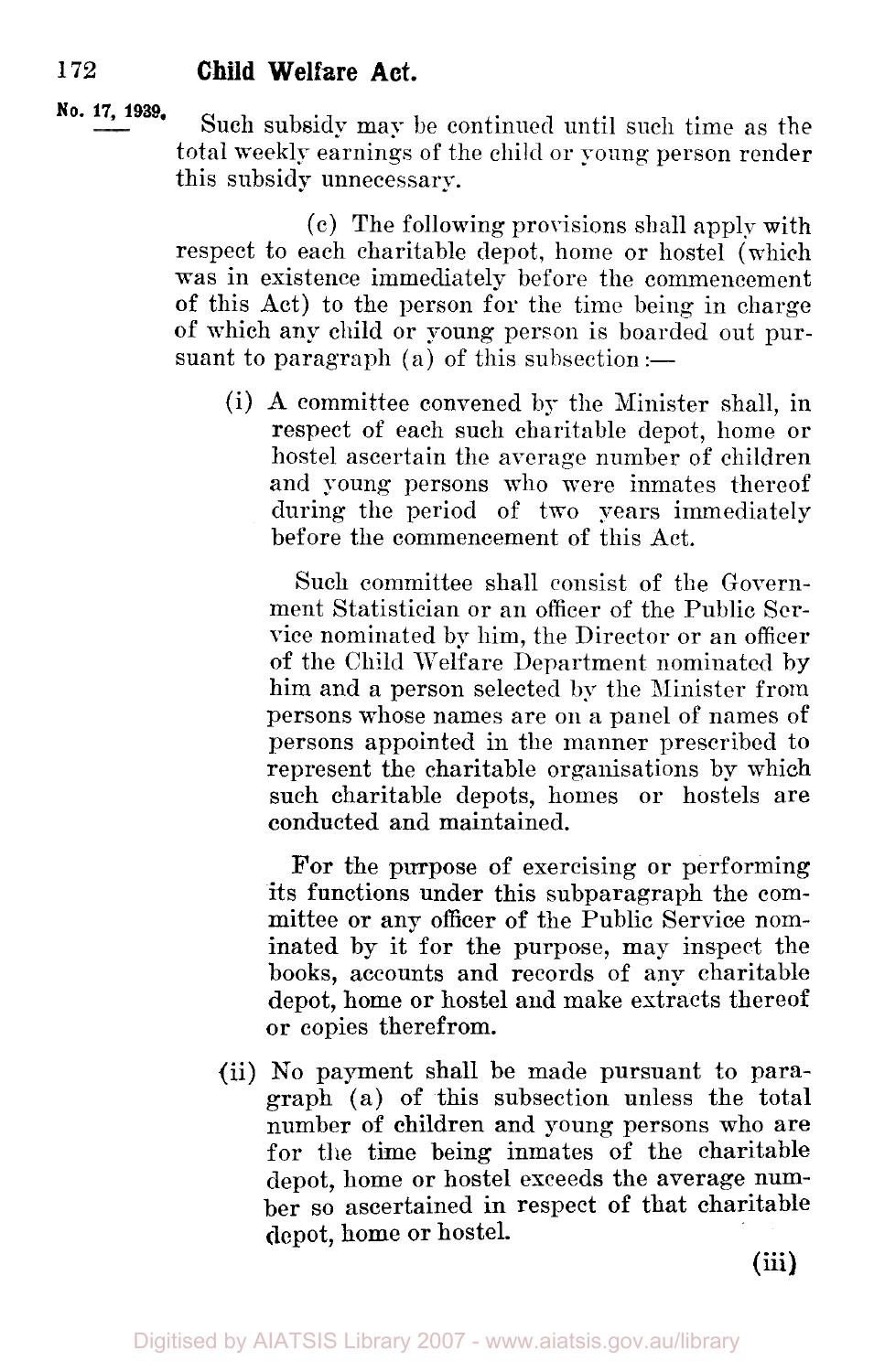No. 17, 1939.

Such subsidy may be continued until such time as the total weekly earnings of the child or young person render this subsidy unnecessary.

(c) The following provisions shall apply with respect to each charitable depot, home or hostel (which was in existence immediately before the commencement of this Act) to the person for the time being in charge of which any child or young person is boarded out pursuant to paragraph (a) of this subsection :—

(i) A committee convened by the Minister shall, in respect of each such charitable depot, home or hostel ascertain the average number of children and young persons who were inmates thereof during the period of two years immediately before the commencement of this Act.

Such committee shall consist of the Government Statistician or an officer of the Public Service nominated by him, the Director or an officer of the Child Welfare Department nominated by him and a person selected by the Minister from persons whose names are on a panel of names of persons appointed in the manner prescribed to represent the charitable organisations by which such charitable depots, homes or hostels are conducted and maintained.

For the purpose of exercising or performing its functions under this subparagraph the committee or any officer of the Public Service nominated by it for the purpose, may inspect the books, accounts and records of any charitable depot, home or hostel and make extracts thereof or copies therefrom.

(ii) No payment shall be made pursuant to paragraph (a) of this subsection unless the total number of children and young persons who are for the time being inmates of the charitable depot, home or hostel exceeds the average number so ascertained in respect of that charitable depot, home or hostel.

(iii)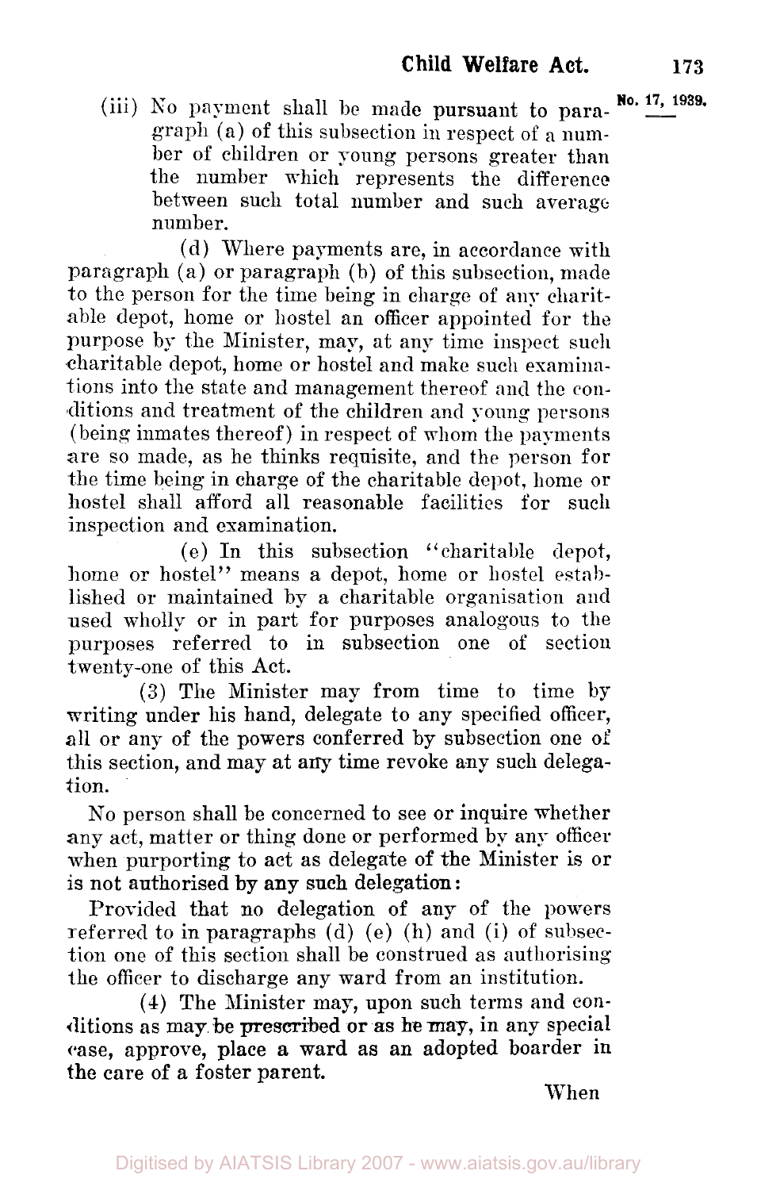(iii) No payment shall be made pursuant to paragraph (a) of this subsection in respect of a number of children or young persons greater than the number which represents the difference between such total number and such average number.

(d) Where payments are, in accordance with paragraph (a) or paragraph (b) of this subsection, made to the person for the time being in charge of any charitable depot, home or hostel an officer appointed for the purpose by the Minister, may, at any time inspect such charitable depot, home or hostel and make such examinations into the state and management thereof and the conditions and treatment of the children and young persons (being inmates thereof) in respect of whom the payments are so made, as he thinks requisite, and the person for the time being in charge of the charitable depot, home or hostel shall afford all reasonable facilities for such inspection and examination.

(e) In this subsection "charitable depot, home or hostel" means a depot, home or hostel established or maintained by a charitable organisation and used wholly or in part for purposes analogous to the purposes referred to in subsection one of section twenty-one of this Act.

(3) The Minister may from time to time by writing under his hand, delegate to any specified officer, all or any of the powers conferred by subsection one of this section, and may at any time revoke any such delegation.

No person shall be concerned to see or inquire whether any act, matter or thing done or performed by any officer when purporting to act as delegate of the Minister is or is not authorised by any such delegation:

Provided that no delegation of any of the powers referred to in paragraphs (d) (e) (h) and (i) of subsection one of this section shall be construed as authorising the officer to discharge any ward from an institution.

(4) The Minister may, upon such terms and conditions as may be prescribed or as he may, in any special case, approve, place a ward as an adopted boarder in the care of a foster parent.

When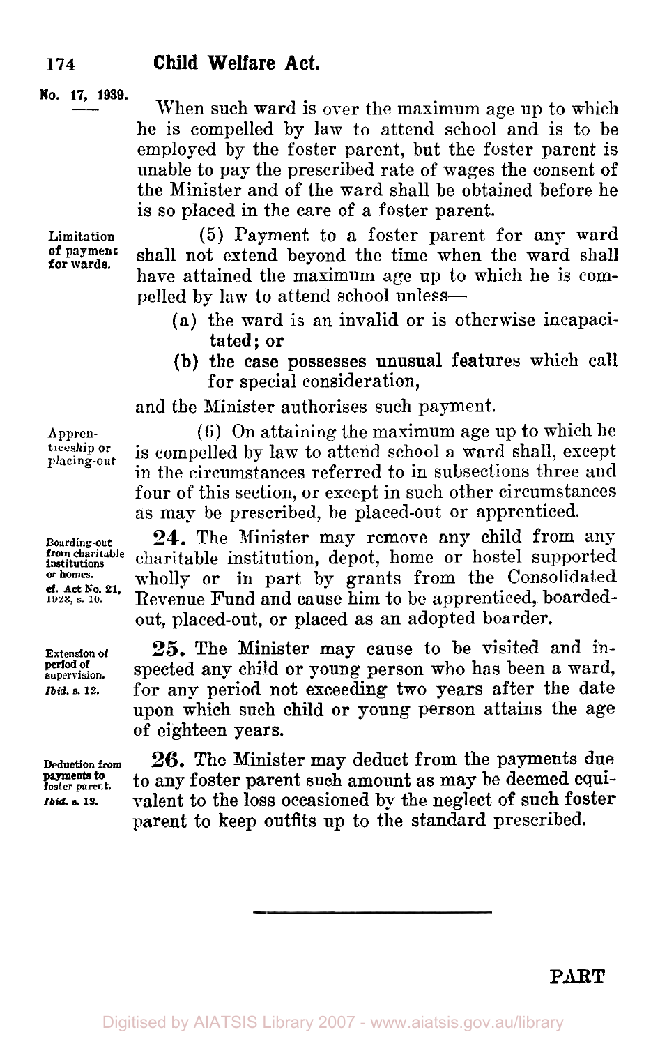When such ward is over the maximum age up to which he is compelled by law to attend school and is to be employed by the foster parent, but the foster parent is unable to pay the prescribed rate of wages the consent of the Minister and of the ward shall be obtained before he is so placed in the care of a foster parent.

Limitation of payment for wards.

(5) Payment to a foster parent for any ward shall not extend beyond the time when the ward shall have attained the maximum age up to which he is compelled by law to attend school unless—

(a) the ward is an invalid or is otherwise incapacitated; or

(b) the case possesses unusual features which call for special consideration,

and the Minister authorises such payment.

Apprenticeship or placing-out

(6) On attaining the maximum age up to which he is compelled by law to attend school a ward shall, except in the circumstances referred to in subsections three and four of this section, or except in such other circumstances as may be prescribed, be placed-out or apprenticed.

Boarding-out from charitable institutions or homes. cf. Act No. 21, 1923, s. 10.

**24.** The Minister may remove any child from any charitable institution, depot, home or hostel supported wholly or in part by grants from the Consolidated Revenue Fund and cause him to be apprenticed, boarded-out, placed-out, or placed as an adopted boarder.

Extension of period of supervision. *Ibid.* s. 12.

**25.** The Minister may cause to be visited and inspected any child or young person who has been a ward, for any period not exceeding two years after the date upon which such child or young person attains the age of eighteen years.

Deduction from payments to foster parent. *Ibid.* s. 13.

**26.** The Minister may deduct from the payments due to any foster parent such amount as may be deemed equivalent to the loss occasioned by the neglect of such foster parent to keep outfits up to the standard prescribed.

PART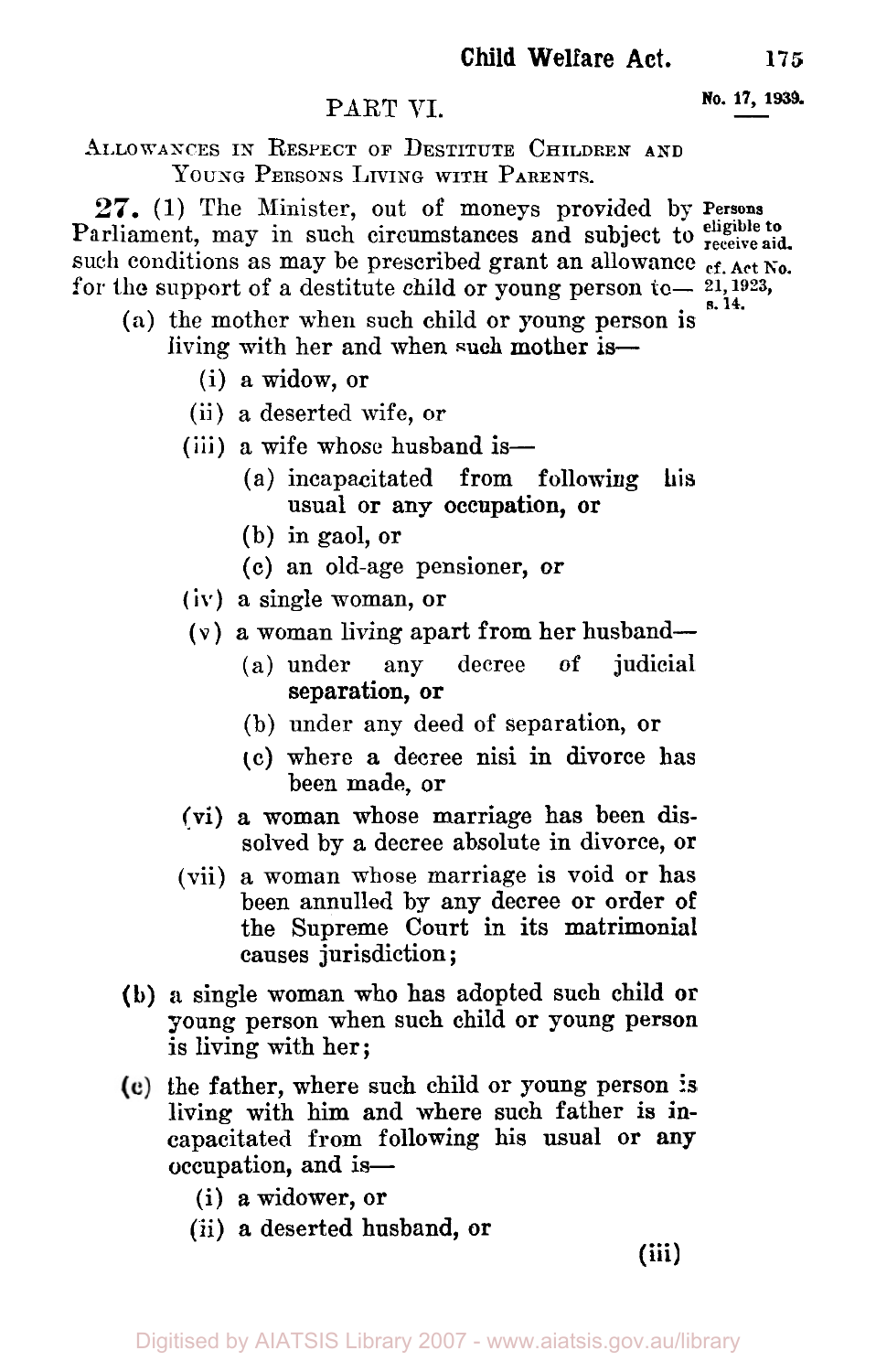## PART VI.

### ALLOWANCES IN RESPECT OF DESTITUTE CHILDREN AND YOUNG PERSONS LIVING WITH PARENTS.

**27.** (1) The Minister, out of moneys provided by Parliament, may in such circumstances and subject to such conditions as may be prescribed grant an allowance for the support of a destitute child or young person to—

*Persons eligible to receive aid. cf. Act No. 21, 1923, s. 14.*

- (a) the mother when such child or young person is living with her and when such mother is—
  - (i) a widow, or
  - (ii) a deserted wife, or
  - (iii) a wife whose husband is—
    - (a) incapacitated from following his usual or any occupation, or
    - (b) in gaol, or
    - (c) an old-age pensioner, or
  - (iv) a single woman, or
  - (v) a woman living apart from her husband—
    - (a) under any decree of judicial separation, or
    - (b) under any deed of separation, or
    - (c) where a decree nisi in divorce has been made, or
  - (vi) a woman whose marriage has been dissolved by a decree absolute in divorce, or
  - (vii) a woman whose marriage is void or has been annulled by any decree or order of the Supreme Court in its matrimonial causes jurisdiction;
- (b) a single woman who has adopted such child or young person when such child or young person is living with her;
- (c) the father, where such child or young person is living with him and where such father is incapacitated from following his usual or any occupation, and is—
  - (i) a widower, or
  - (ii) a deserted husband, or

(iii)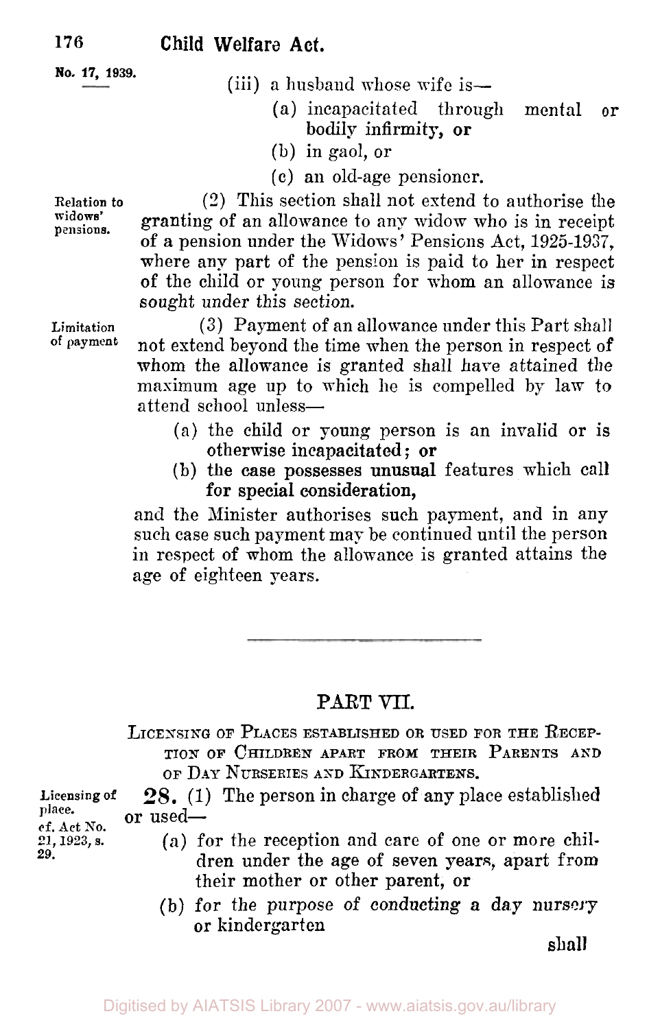(iii) a husband whose wife is—

(a) incapacitated through mental or bodily infirmity, or

(b) in gaol, or

(c) an old-age pensioner.

Relation to widows' pensions.

(2) This section shall not extend to authorise the granting of an allowance to any widow who is in receipt of a pension under the Widows' Pensions Act, 1925-1937, where any part of the pension is paid to her in respect of the child or young person for whom an allowance is sought under this section.

Limitation of payment

(3) Payment of an allowance under this Part shall not extend beyond the time when the person in respect of whom the allowance is granted shall have attained the maximum age up to which he is compelled by law to attend school unless—

(a) the child or young person is an invalid or is otherwise incapacitated; or

(b) the case possesses unusual features which call for special consideration,

and the Minister authorises such payment, and in any such case such payment may be continued until the person in respect of whom the allowance is granted attains the age of eighteen years.

---

## PART VII.

### LICENSING OF PLACES ESTABLISHED OR USED FOR THE RECEPTION OF CHILDREN APART FROM THEIR PARENTS AND OF DAY NURSERIES AND KINDERGARTENS.

Licensing of place. cf. Act No. 21, 1923, s. 29.

**28.** (1) The person in charge of any place established or used—

(a) for the reception and care of one or more children under the age of seven years, apart from their mother or other parent, or

(b) for the purpose of conducting a day nursery or kindergarten

shall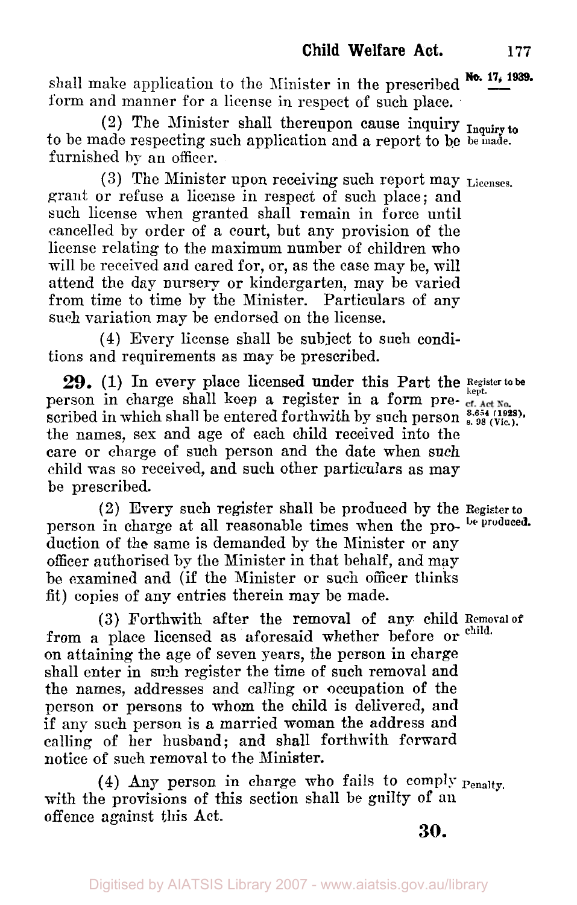shall make application to the Minister in the prescribed form and manner for a license in respect of such place.

(2) The Minister shall thereupon cause inquiry to be made respecting such application and a report to be furnished by an officer.

*Inquiry to be made.*

(3) The Minister upon receiving such report may grant or refuse a license in respect of such place; and such license when granted shall remain in force until cancelled by order of a court, but any provision of the license relating to the maximum number of children who will be received and cared for, or, as the case may be, will attend the day nursery or kindergarten, may be varied from time to time by the Minister. Particulars of any such variation may be endorsed on the license.

*Licenses.*

(4) Every license shall be subject to such conditions and requirements as may be prescribed.

**29.** (1) In every place licensed under this Part the person in charge shall keep a register in a form prescribed in which shall be entered forthwith by such person the names, sex and age of each child received into the care or charge of such person and the date when such child was so received, and such other particulars as may be prescribed.

*Register to be kept. cf. Act No. 3,654 (1928), s. 98 (Vic.).*

(2) Every such register shall be produced by the person in charge at all reasonable times when the production of the same is demanded by the Minister or any officer authorised by the Minister in that behalf, and may be examined and (if the Minister or such officer thinks fit) copies of any entries therein may be made.

*Register to be produced.*

(3) Forthwith after the removal of any child from a place licensed as aforesaid whether before or on attaining the age of seven years, the person in charge shall enter in such register the time of such removal and the names, addresses and calling or occupation of the person or persons to whom the child is delivered, and if any such person is a married woman the address and calling of her husband; and shall forthwith forward notice of such removal to the Minister.

*Removal of child.*

(4) Any person in charge who fails to comply with the provisions of this section shall be guilty of an offence against this Act.

*Penalty.*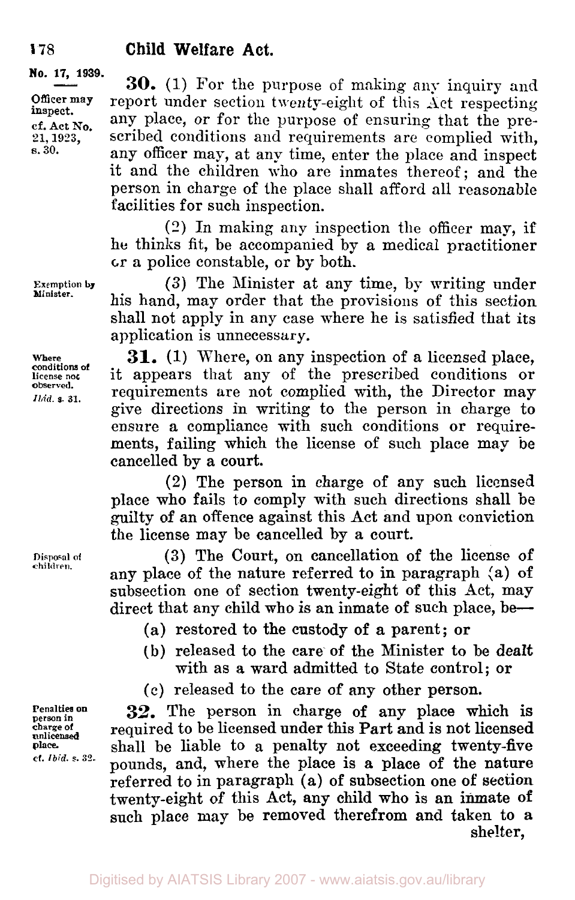**No. 17, 1939.**

*Officer may inspect.*
*cf. Act No. 21, 1923, s. 30.*

**30.** (1) For the purpose of making any inquiry and report under section twenty-eight of this Act respecting any place, or for the purpose of ensuring that the prescribed conditions and requirements are complied with, any officer may, at any time, enter the place and inspect it and the children who are inmates thereof; and the person in charge of the place shall afford all reasonable facilities for such inspection.

(2) In making any inspection the officer may, if he thinks fit, be accompanied by a medical practitioner or a police constable, or by both.

*Exemption by Minister.*

(3) The Minister at any time, by writing under his hand, may order that the provisions of this section shall not apply in any case where he is satisfied that its application is unnecessary.

*Where conditions of license not observed.*
*Ibid. s. 31.*

**31.** (1) Where, on any inspection of a licensed place, it appears that any of the prescribed conditions or requirements are not complied with, the Director may give directions in writing to the person in charge to ensure a compliance with such conditions or requirements, failing which the license of such place may be cancelled by a court.

(2) The person in charge of any such licensed place who fails to comply with such directions shall be guilty of an offence against this Act and upon conviction the license may be cancelled by a court.

*Disposal of children.*

(3) The Court, on cancellation of the license of any place of the nature referred to in paragraph (a) of subsection one of section twenty-eight of this Act, may direct that any child who is an inmate of such place, be—

(a) restored to the custody of a parent; or

(b) released to the care of the Minister to be dealt with as a ward admitted to State control; or

(c) released to the care of any other person.

*Penalties on person in charge of unlicensed place.*
*cf. Ibid. s. 32.*

**32.** The person in charge of any place which is required to be licensed under this Part and is not licensed shall be liable to a penalty not exceeding twenty-five pounds, and, where the place is a place of the nature referred to in paragraph (a) of subsection one of section twenty-eight of this Act, any child who is an inmate of such place may be removed therefrom and taken to a shelter,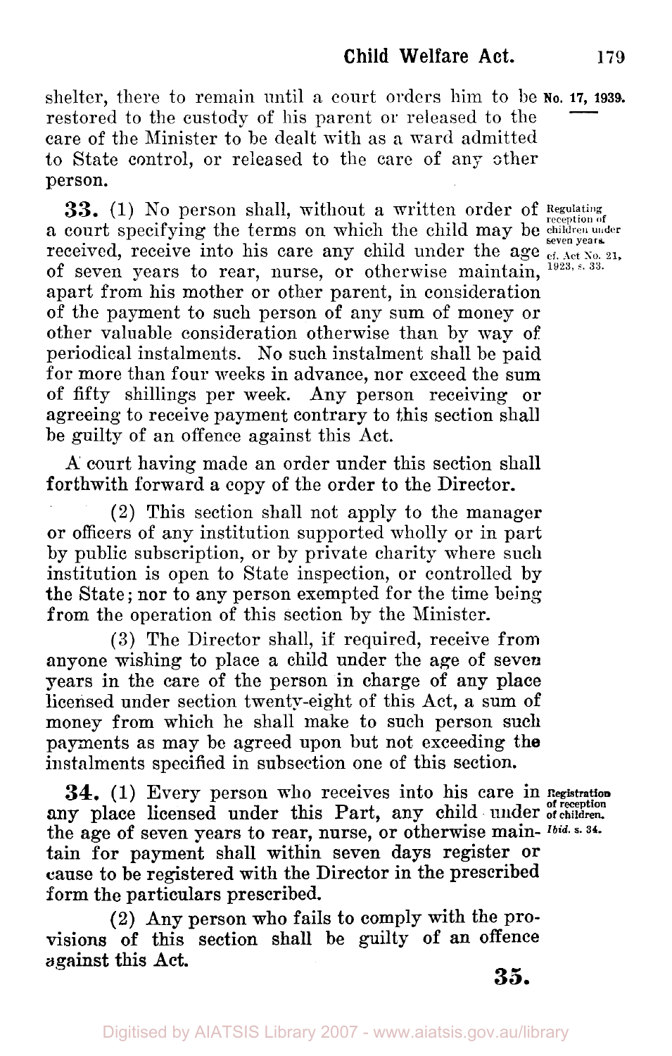shelter, there to remain until a court orders him to be restored to the custody of his parent or released to the care of the Minister to be dealt with as a ward admitted to State control, or released to the care of any other person.

**Regulating reception of children under seven years.** cf. Act No. 21, 1923, s. 33.

**33.** (1) No person shall, without a written order of a court specifying the terms on which the child may be received, receive into his care any child under the age of seven years to rear, nurse, or otherwise maintain, apart from his mother or other parent, in consideration of the payment to such person of any sum of money or other valuable consideration otherwise than by way of periodical instalments. No such instalment shall be paid for more than four weeks in advance, nor exceed the sum of fifty shillings per week. Any person receiving or agreeing to receive payment contrary to this section shall be guilty of an offence against this Act.

A court having made an order under this section shall forthwith forward a copy of the order to the Director.

(2) This section shall not apply to the manager or officers of any institution supported wholly or in part by public subscription, or by private charity where such institution is open to State inspection, or controlled by the State; nor to any person exempted for the time being from the operation of this section by the Minister.

(3) The Director shall, if required, receive from anyone wishing to place a child under the age of seven years in the care of the person in charge of any place licensed under section twenty-eight of this Act, a sum of money from which he shall make to such person such payments as may be agreed upon but not exceeding the instalments specified in subsection one of this section.

**Registration of reception of children.** *Ibid.* s. 34.

**34.** (1) Every person who receives into his care in any place licensed under this Part, any child under the age of seven years to rear, nurse, or otherwise maintain for payment shall within seven days register or cause to be registered with the Director in the prescribed form the particulars prescribed.

(2) Any person who fails to comply with the provisions of this section shall be guilty of an offence against this Act.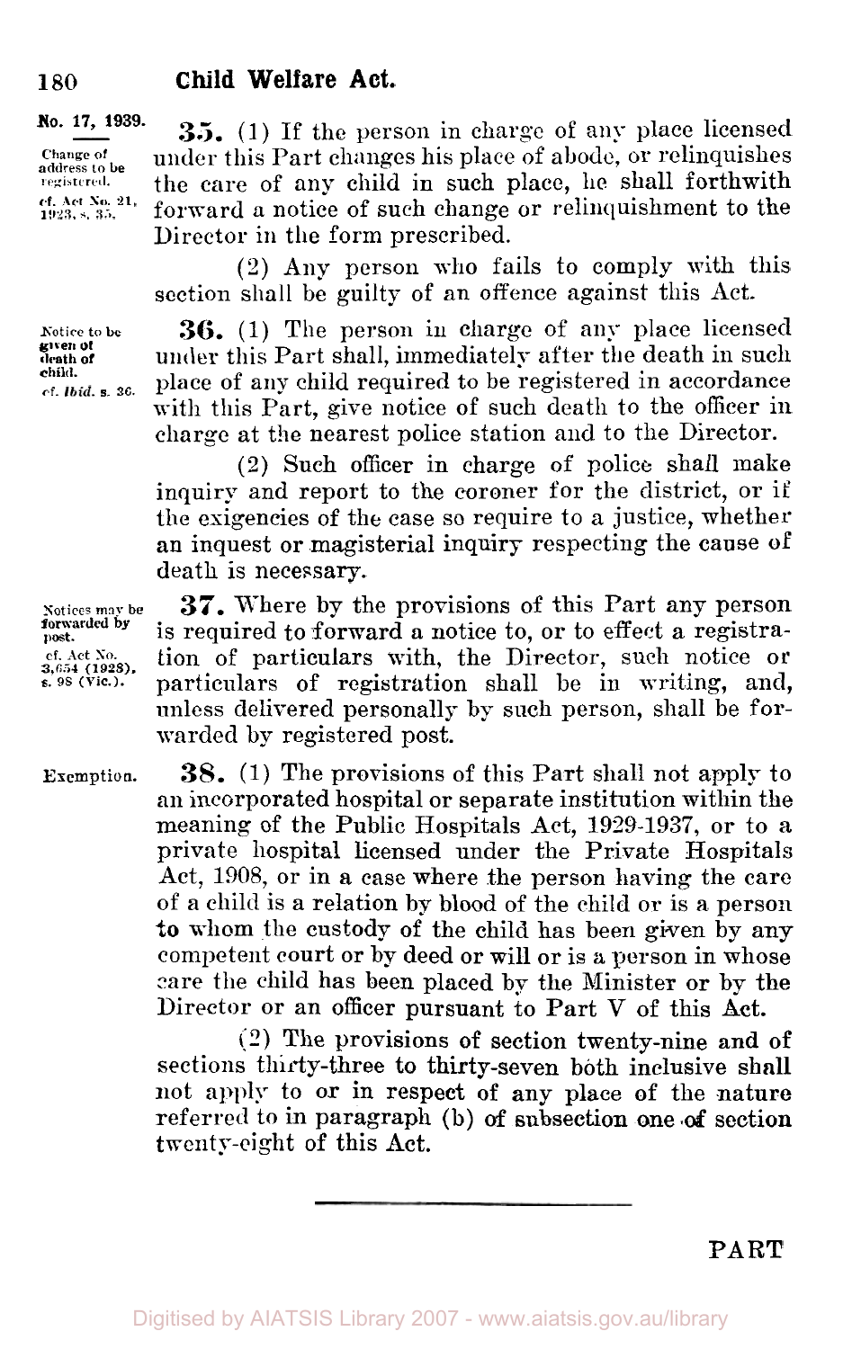**No. 17, 1939.**

*Change of address to be registered.*
*cf. Act No. 21, 1923, s. 35.*

**35.** (1) If the person in charge of any place licensed under this Part changes his place of abode, or relinquishes the care of any child in such place, he shall forthwith forward a notice of such change or relinquishment to the Director in the form prescribed.

(2) Any person who fails to comply with this section shall be guilty of an offence against this Act.

*Notice to be given of death of child.*
*cf. Ibid. s. 36.*

**36.** (1) The person in charge of any place licensed under this Part shall, immediately after the death in such place of any child required to be registered in accordance with this Part, give notice of such death to the officer in charge at the nearest police station and to the Director.

(2) Such officer in charge of police shall make inquiry and report to the coroner for the district, or if the exigencies of the case so require to a justice, whether an inquest or magisterial inquiry respecting the cause of death is necessary.

*Notices may be forwarded by post.*
*cf. Act No. 3,654 (1928), s. 98 (Vic.).*

**37.** Where by the provisions of this Part any person is required to forward a notice to, or to effect a registration of particulars with, the Director, such notice or particulars of registration shall be in writing, and, unless delivered personally by such person, shall be forwarded by registered post.

*Exemption.*

**38.** (1) The provisions of this Part shall not apply to an incorporated hospital or separate institution within the meaning of the Public Hospitals Act, 1929-1937, or to a private hospital licensed under the Private Hospitals Act, 1908, or in a case where the person having the care of a child is a relation by blood of the child or is a person to whom the custody of the child has been given by any competent court or by deed or will or is a person in whose care the child has been placed by the Minister or by the Director or an officer pursuant to Part V of this Act.

(2) The provisions of section twenty-nine and of sections thirty-three to thirty-seven both inclusive shall not apply to or in respect of any place of the nature referred to in paragraph (b) of subsection one of section twenty-eight of this Act.

---

PART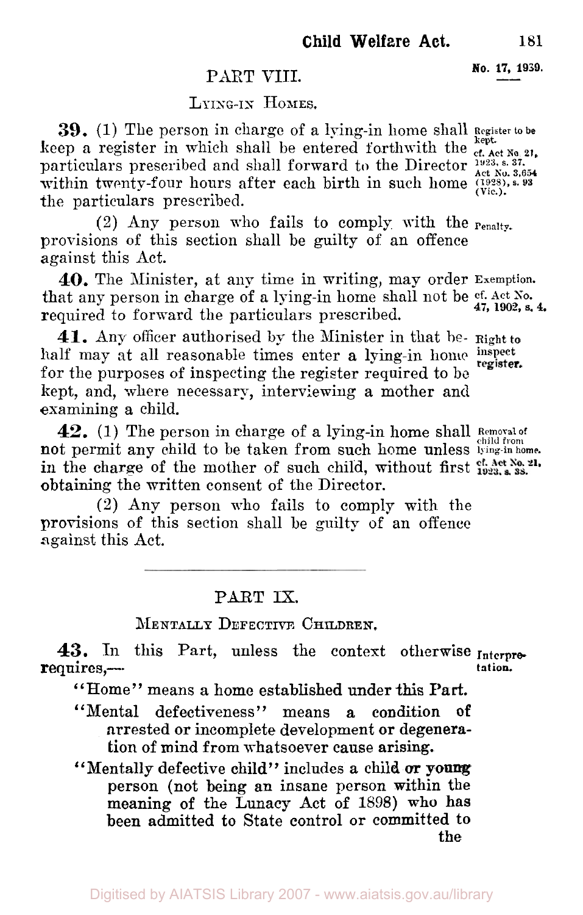## PART VIII.

### LYING-IN HOMES.

**39.** (1) The person in charge of a lying-in home shall keep a register in which shall be entered forthwith the particulars prescribed and shall forward to the Director within twenty-four hours after each birth in such home the particulars prescribed.

**Register to be kept.** cf. Act No. 21, 1923, s. 37. Act No. 3,654 (1928), s. 93 (Vic.).

(2) Any person who fails to comply with the provisions of this section shall be guilty of an offence against this Act.

**Penalty.**

**40.** The Minister, at any time in writing, may order that any person in charge of a lying-in home shall not be required to forward the particulars prescribed.

**Exemption.** cf. Act No. 47, 1902, s. 4.

**41.** Any officer authorised by the Minister in that behalf may at all reasonable times enter a lying-in home for the purposes of inspecting the register required to be kept, and, where necessary, interviewing a mother and examining a child.

**Right to inspect register.**

**42.** (1) The person in charge of a lying-in home shall not permit any child to be taken from such home unless in the charge of the mother of such child, without first obtaining the written consent of the Director.

**Removal of child from lying-in home.** cf. Act No. 21, 1923, s. 38.

(2) Any person who fails to comply with the provisions of this section shall be guilty of an offence against this Act.

---

## PART IX.

### MENTALLY DEFECTIVE CHILDREN.

**43.** In this Part, unless the context otherwise requires,—

**Interpretation.**

"Home" means a home established under this Part.

"Mental defectiveness" means a condition of arrested or incomplete development or degeneration of mind from whatsoever cause arising.

"Mentally defective child" includes a child or young person (not being an insane person within the meaning of the Lunacy Act of 1898) who has been admitted to State control or committed to the